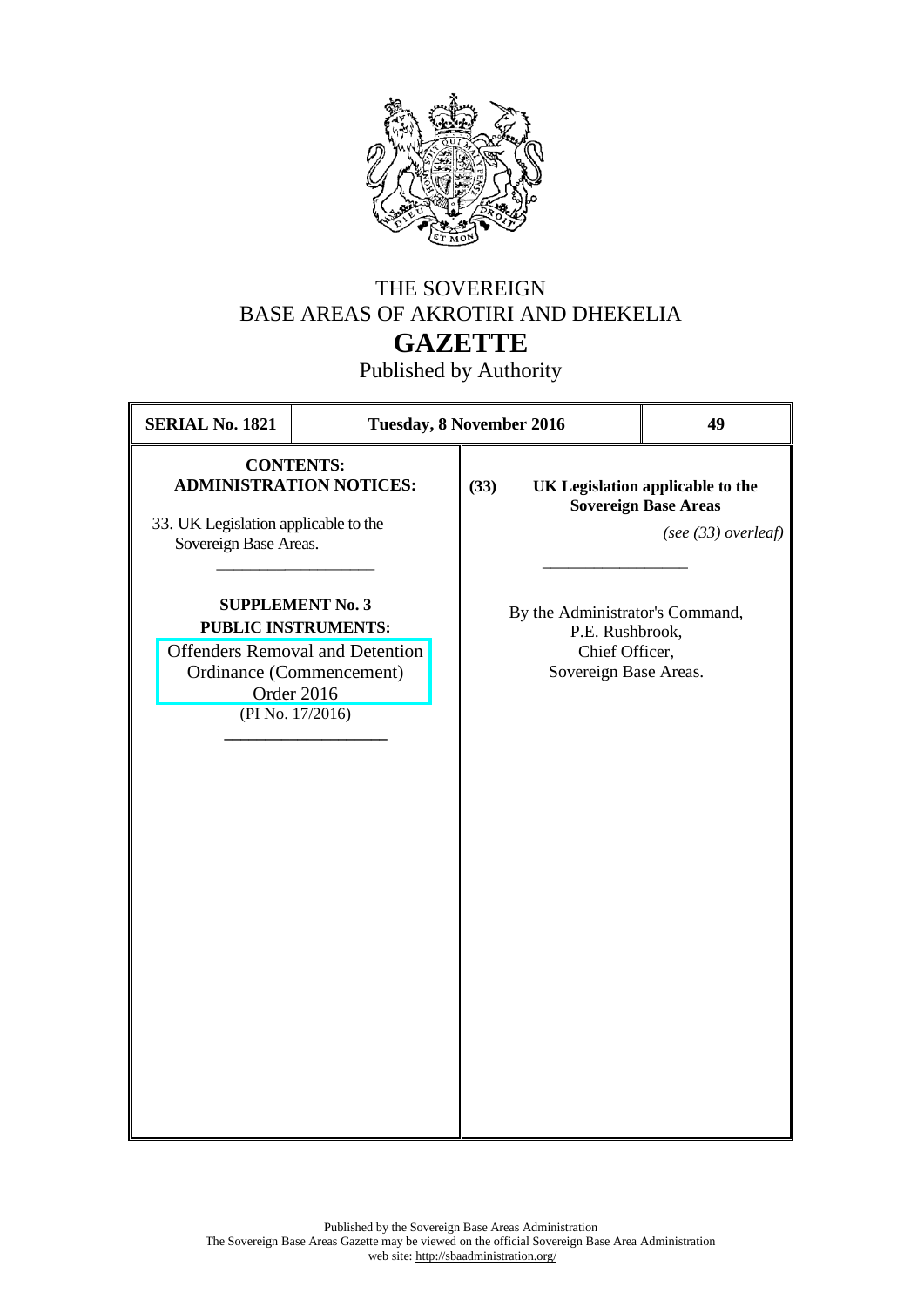# THE SOVEREIGN BASE AREAS OF AKROTIRI AND DHEKELIA

# GAZETTE

Published by Authority

| SERIAL No. 1821 | Tuesday, 8 November 2016 | 49 |
|---|---|---|

**CONTENTS:**
**ADMINISTRATION NOTICES:**

33. UK Legislation applicable to the Sovereign Base Areas.

---

**SUPPLEMENT No. 3**
**PUBLIC INSTRUMENTS:**

Offenders Removal and Detention Ordinance (Commencement) Order 2016
(PI No. 17/2016)

---

**(33) UK Legislation applicable to the Sovereign Base Areas**

*(see (33) overleaf)*

---

By the Administrator's Command,
P.E. Rushbrook,
Chief Officer,
Sovereign Base Areas.

Published by the Sovereign Base Areas Administration
The Sovereign Base Areas Gazette may be viewed on the official Sovereign Base Area Administration web site: http://sbaadministration.org/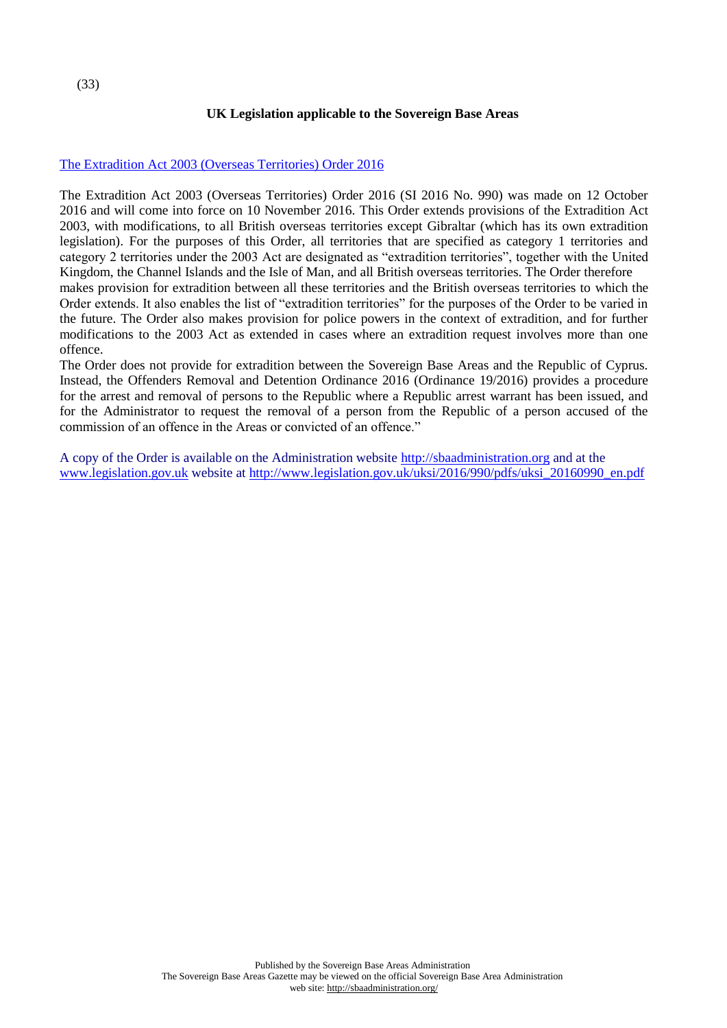(33)

**UK Legislation applicable to the Sovereign Base Areas**

[The Extradition Act 2003 (Overseas Territories) Order 2016](http://www.legislation.gov.uk/uksi/2016/990/pdfs/uksi_20160990_en.pdf)

The Extradition Act 2003 (Overseas Territories) Order 2016 (SI 2016 No. 990) was made on 12 October 2016 and will come into force on 10 November 2016. This Order extends provisions of the Extradition Act 2003, with modifications, to all British overseas territories except Gibraltar (which has its own extradition legislation). For the purposes of this Order, all territories that are specified as category 1 territories and category 2 territories under the 2003 Act are designated as "extradition territories", together with the United Kingdom, the Channel Islands and the Isle of Man, and all British overseas territories. The Order therefore makes provision for extradition between all these territories and the British overseas territories to which the Order extends. It also enables the list of "extradition territories" for the purposes of the Order to be varied in the future. The Order also makes provision for police powers in the context of extradition, and for further modifications to the 2003 Act as extended in cases where an extradition request involves more than one offence.

The Order does not provide for extradition between the Sovereign Base Areas and the Republic of Cyprus. Instead, the Offenders Removal and Detention Ordinance 2016 (Ordinance 19/2016) provides a procedure for the arrest and removal of persons to the Republic where a Republic arrest warrant has been issued, and for the Administrator to request the removal of a person from the Republic of a person accused of the commission of an offence in the Areas or convicted of an offence."

A copy of the Order is available on the Administration website http://sbaadministration.org and at the www.legislation.gov.uk website at http://www.legislation.gov.uk/uksi/2016/990/pdfs/uksi_20160990_en.pdf